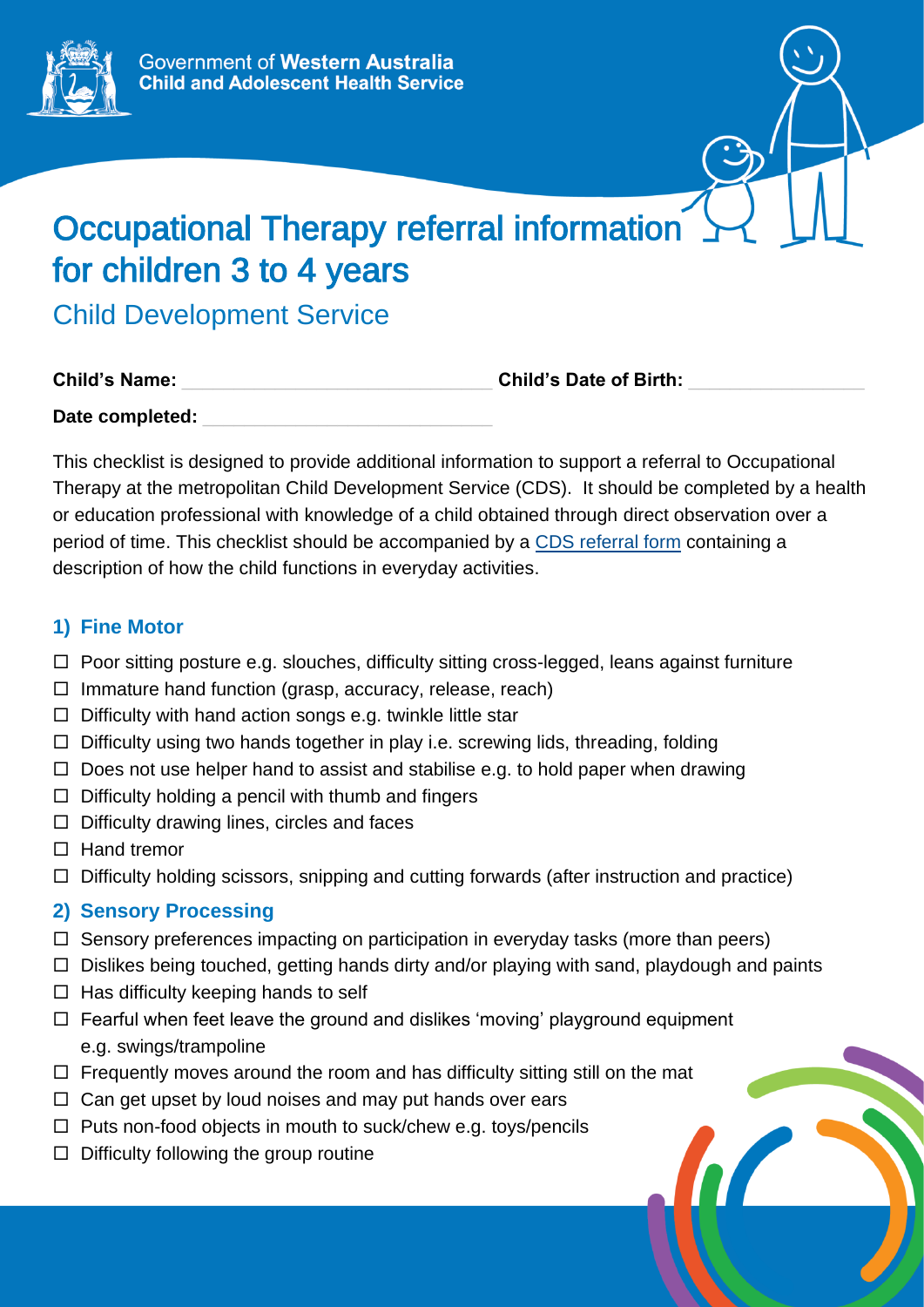Government of **Western Australia**
**Child and Adolescent Health Service**

# Occupational Therapy referral information for children 3 to 4 years

## Child Development Service

**Child's Name:** ______________________________ **Child's Date of Birth:** ________________

**Date completed:** ____________________________

This checklist is designed to provide additional information to support a referral to Occupational Therapy at the metropolitan Child Development Service (CDS). It should be completed by a health or education professional with knowledge of a child obtained through direct observation over a period of time. This checklist should be accompanied by a CDS referral form containing a description of how the child functions in everyday activities.

### 1) Fine Motor

- ☐ Poor sitting posture e.g. slouches, difficulty sitting cross-legged, leans against furniture
- ☐ Immature hand function (grasp, accuracy, release, reach)
- ☐ Difficulty with hand action songs e.g. twinkle little star
- ☐ Difficulty using two hands together in play i.e. screwing lids, threading, folding
- ☐ Does not use helper hand to assist and stabilise e.g. to hold paper when drawing
- ☐ Difficulty holding a pencil with thumb and fingers
- ☐ Difficulty drawing lines, circles and faces
- ☐ Hand tremor
- ☐ Difficulty holding scissors, snipping and cutting forwards (after instruction and practice)

### 2) Sensory Processing

- ☐ Sensory preferences impacting on participation in everyday tasks (more than peers)
- ☐ Dislikes being touched, getting hands dirty and/or playing with sand, playdough and paints
- ☐ Has difficulty keeping hands to self
- ☐ Fearful when feet leave the ground and dislikes 'moving' playground equipment e.g. swings/trampoline
- ☐ Frequently moves around the room and has difficulty sitting still on the mat
- ☐ Can get upset by loud noises and may put hands over ears
- ☐ Puts non-food objects in mouth to suck/chew e.g. toys/pencils
- ☐ Difficulty following the group routine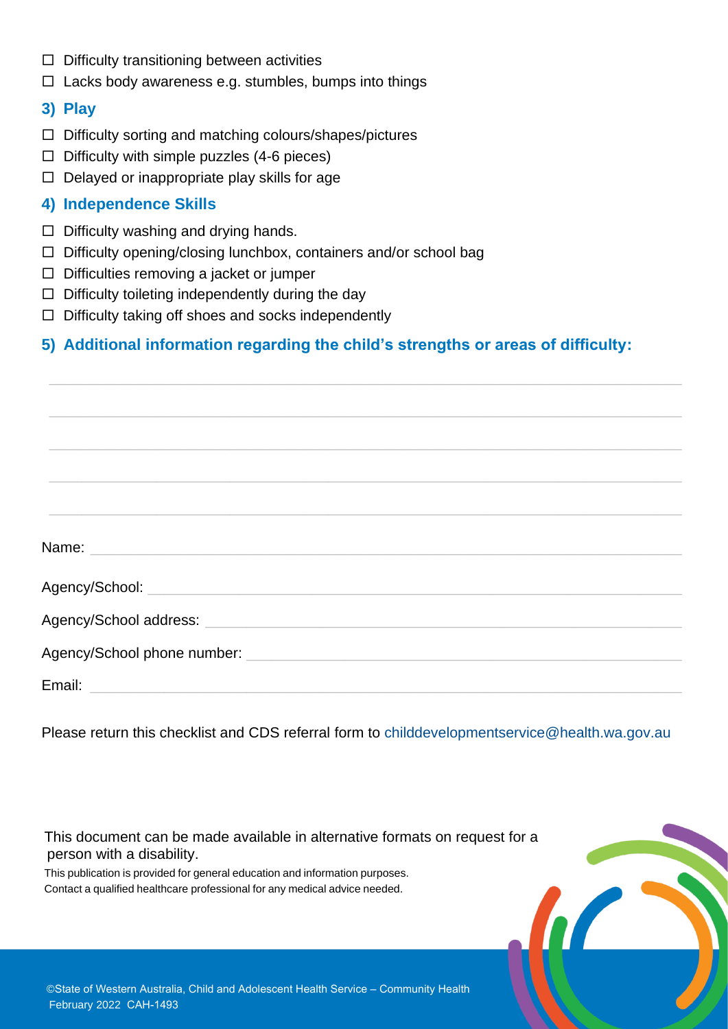- ☐ Difficulty transitioning between activities
- ☐ Lacks body awareness e.g. stumbles, bumps into things

### 3) Play

- ☐ Difficulty sorting and matching colours/shapes/pictures
- ☐ Difficulty with simple puzzles (4-6 pieces)
- ☐ Delayed or inappropriate play skills for age

### 4) Independence Skills

- ☐ Difficulty washing and drying hands.
- ☐ Difficulty opening/closing lunchbox, containers and/or school bag
- ☐ Difficulties removing a jacket or jumper
- ☐ Difficulty toileting independently during the day
- ☐ Difficulty taking off shoes and socks independently

### 5) Additional information regarding the child's strengths or areas of difficulty:

______________________________________________________________________

______________________________________________________________________

______________________________________________________________________

______________________________________________________________________

______________________________________________________________________

Name: ______________________________________________________________

Agency/School: ______________________________________________________

Agency/School address: _______________________________________________

Agency/School phone number: __________________________________________

Email: ______________________________________________________________

Please return this checklist and CDS referral form to childdevelopmentservice@health.wa.gov.au

This document can be made available in alternative formats on request for a person with a disability.

This publication is provided for general education and information purposes.
Contact a qualified healthcare professional for any medical advice needed.

©State of Western Australia, Child and Adolescent Health Service – Community Health
February 2022 CAH-1493